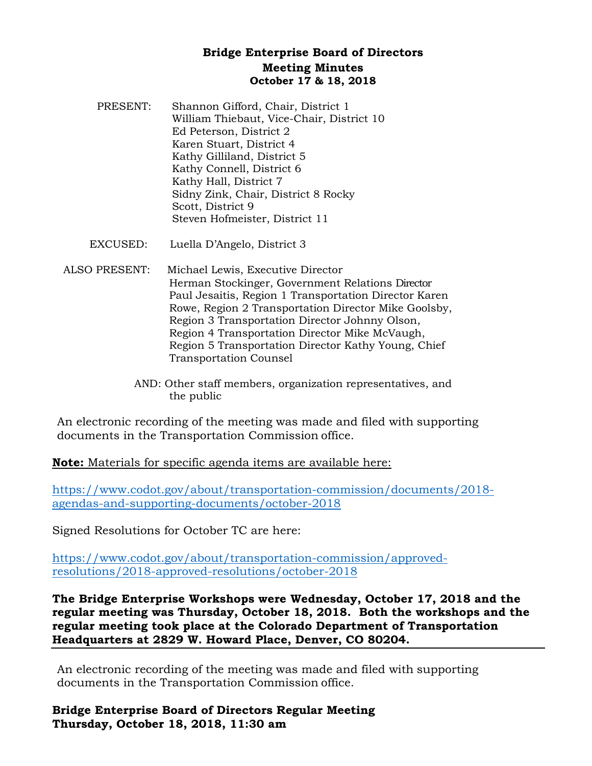# Bridge Enterprise Board of Directors
## Meeting Minutes
### October 17 & 18, 2018

PRESENT: Shannon Gifford, Chair, District 1
William Thiebaut, Vice-Chair, District 10
Ed Peterson, District 2
Karen Stuart, District 4
Kathy Gilliland, District 5
Kathy Connell, District 6
Kathy Hall, District 7
Sidny Zink, Chair, District 8 Rocky
Scott, District 9
Steven Hofmeister, District 11

EXCUSED: Luella D'Angelo, District 3

ALSO PRESENT: Michael Lewis, Executive Director
Herman Stockinger, Government Relations Director
Paul Jesaitis, Region 1 Transportation Director Karen
Rowe, Region 2 Transportation Director Mike Goolsby,
Region 3 Transportation Director Johnny Olson,
Region 4 Transportation Director Mike McVaugh,
Region 5 Transportation Director Kathy Young, Chief
Transportation Counsel

AND: Other staff members, organization representatives, and the public

An electronic recording of the meeting was made and filed with supporting documents in the Transportation Commission office.

**Note:** Materials for specific agenda items are available here:

https://www.codot.gov/about/transportation-commission/documents/2018-agendas-and-supporting-documents/october-2018

Signed Resolutions for October TC are here:

https://www.codot.gov/about/transportation-commission/approved-resolutions/2018-approved-resolutions/october-2018

**The Bridge Enterprise Workshops were Wednesday, October 17, 2018 and the regular meeting was Thursday, October 18, 2018. Both the workshops and the regular meeting took place at the Colorado Department of Transportation Headquarters at 2829 W. Howard Place, Denver, CO 80204.**

---

An electronic recording of the meeting was made and filed with supporting documents in the Transportation Commission office.

**Bridge Enterprise Board of Directors Regular Meeting**
**Thursday, October 18, 2018, 11:30 am**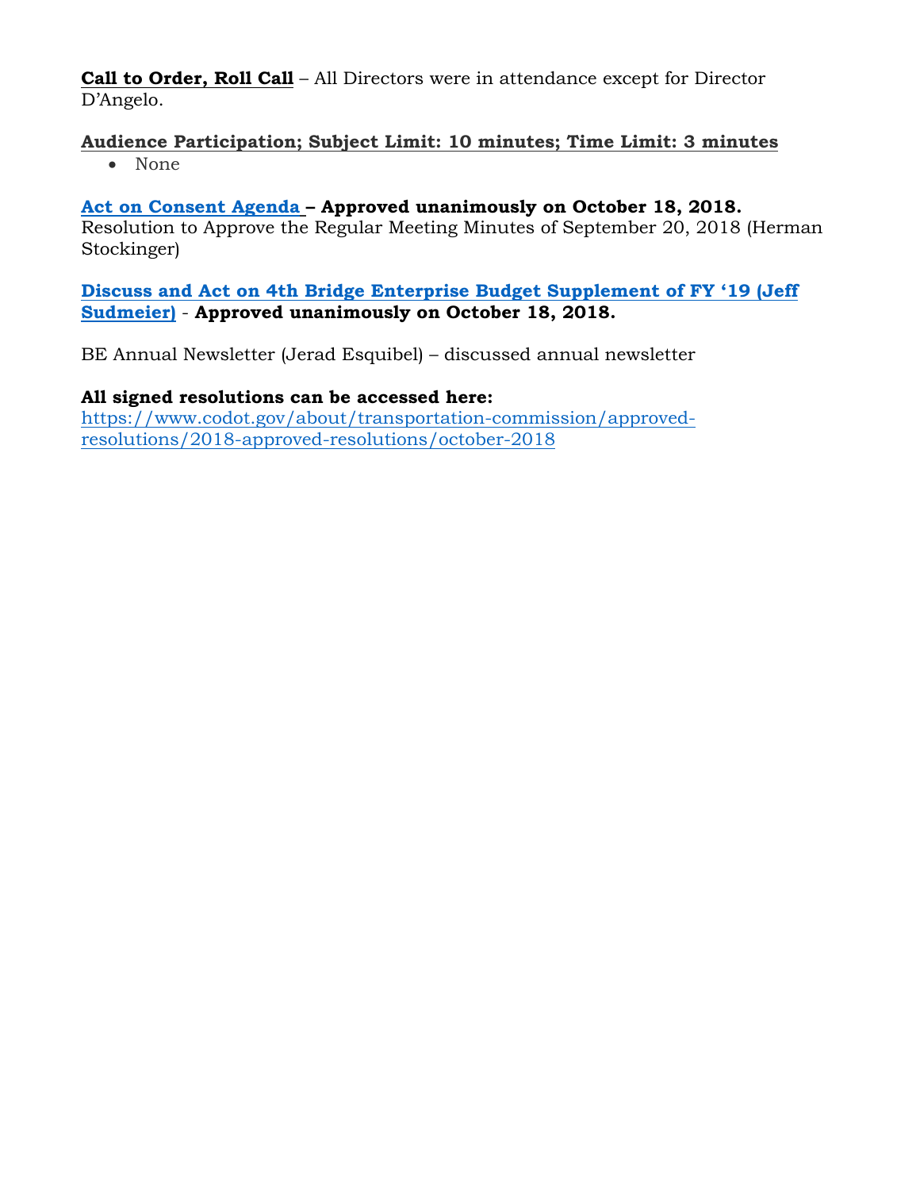**Call to Order, Roll Call** – All Directors were in attendance except for Director D'Angelo.

**Audience Participation; Subject Limit: 10 minutes; Time Limit: 3 minutes**

- None

**Act on Consent Agenda – Approved unanimously on October 18, 2018.**
Resolution to Approve the Regular Meeting Minutes of September 20, 2018 (Herman Stockinger)

**Discuss and Act on 4th Bridge Enterprise Budget Supplement of FY '19 (Jeff Sudmeier) - Approved unanimously on October 18, 2018.**

BE Annual Newsletter (Jerad Esquibel) – discussed annual newsletter

**All signed resolutions can be accessed here:**
https://www.codot.gov/about/transportation-commission/approved-resolutions/2018-approved-resolutions/october-2018